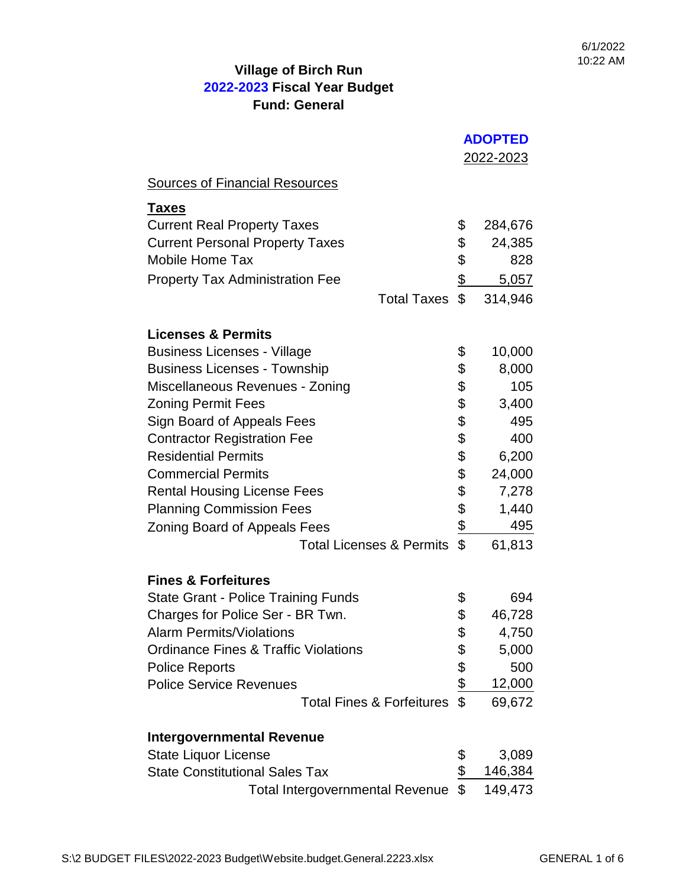6/1/2022
10:22 AM

# Village of Birch Run
## 2022-2023 Fiscal Year Budget
## Fund: General

| | ADOPTED 2022-2023 |
|---|---|
| **Sources of Financial Resources** | |
| **Taxes** | |
| Current Real Property Taxes | $ 284,676 |
| Current Personal Property Taxes | $ 24,385 |
| Mobile Home Tax | $ 828 |
| Property Tax Administration Fee | $ 5,057 |
| Total Taxes | $ 314,946 |
| **Licenses & Permits** | |
| Business Licenses - Village | $ 10,000 |
| Business Licenses - Township | $ 8,000 |
| Miscellaneous Revenues - Zoning | $ 105 |
| Zoning Permit Fees | $ 3,400 |
| Sign Board of Appeals Fees | $ 495 |
| Contractor Registration Fee | $ 400 |
| Residential Permits | $ 6,200 |
| Commercial Permits | $ 24,000 |
| Rental Housing License Fees | $ 7,278 |
| Planning Commission Fees | $ 1,440 |
| Zoning Board of Appeals Fees | $ 495 |
| Total Licenses & Permits | $ 61,813 |
| **Fines & Forfeitures** | |
| State Grant - Police Training Funds | $ 694 |
| Charges for Police Ser - BR Twn. | $ 46,728 |
| Alarm Permits/Violations | $ 4,750 |
| Ordinance Fines & Traffic Violations | $ 5,000 |
| Police Reports | $ 500 |
| Police Service Revenues | $ 12,000 |
| Total Fines & Forfeitures | $ 69,672 |
| **Intergovernmental Revenue** | |
| State Liquor License | $ 3,089 |
| State Constitutional Sales Tax | $ 146,384 |
| Total Intergovernmental Revenue | $ 149,473 |

S:\2 BUDGET FILES\2022-2023 Budget\Website.budget.General.2223.xlsx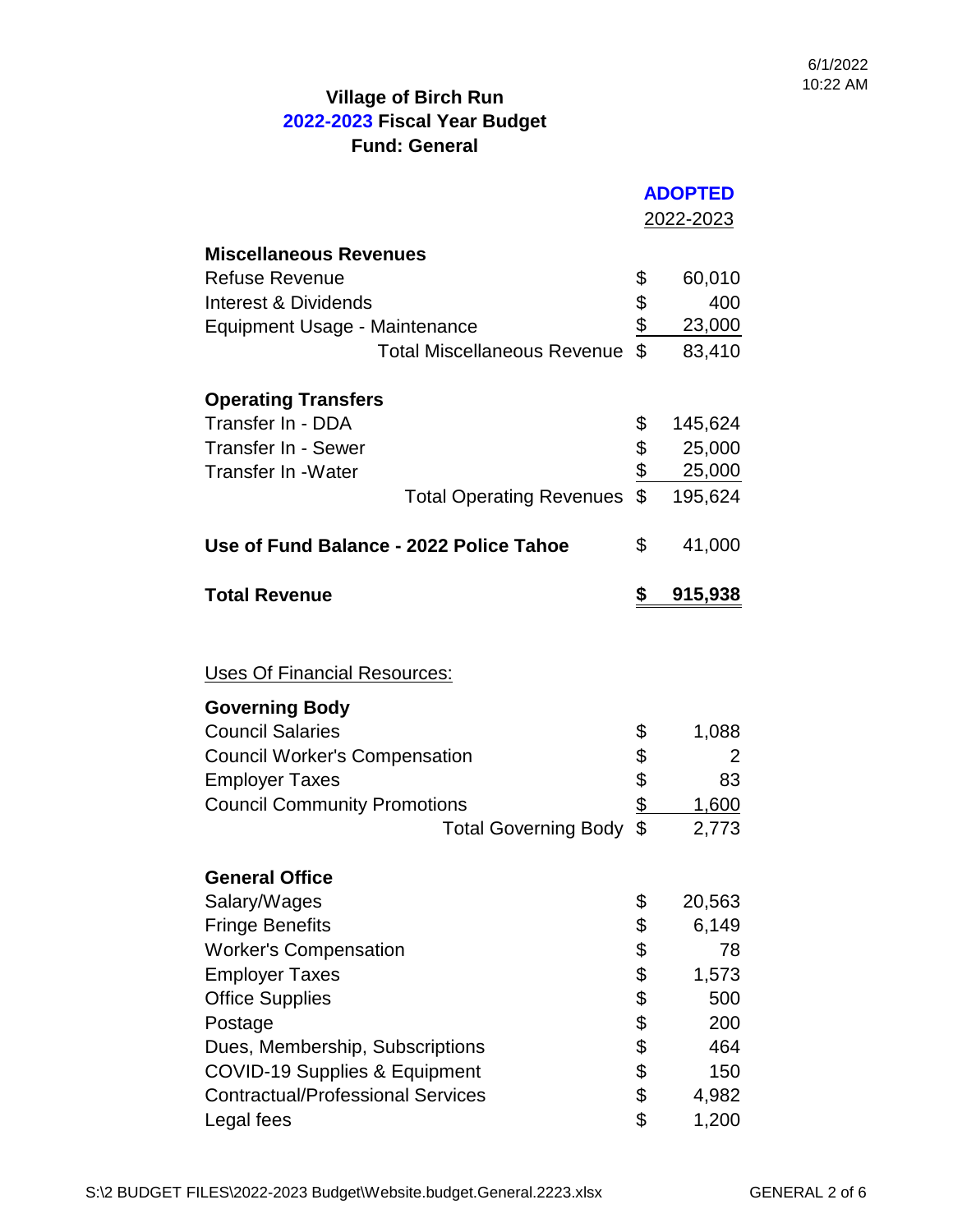# Village of Birch Run
## 2022-2023 Fiscal Year Budget
## Fund: General

| | ADOPTED 2022-2023 |
|---|---|
| **Miscellaneous Revenues** | |
| Refuse Revenue | $ 60,010 |
| Interest & Dividends | $ 400 |
| Equipment Usage - Maintenance | $ 23,000 |
| Total Miscellaneous Revenue | $ 83,410 |
| **Operating Transfers** | |
| Transfer In - DDA | $ 145,624 |
| Transfer In - Sewer | $ 25,000 |
| Transfer In -Water | $ 25,000 |
| Total Operating Revenues | $ 195,624 |
| **Use of Fund Balance - 2022 Police Tahoe** | $ 41,000 |
| **Total Revenue** | **$ 915,938** |

Uses Of Financial Resources:

| | |
|---|---|
| **Governing Body** | |
| Council Salaries | $ 1,088 |
| Council Worker's Compensation | $ 2 |
| Employer Taxes | $ 83 |
| Council Community Promotions | $ 1,600 |
| Total Governing Body | $ 2,773 |
| **General Office** | |
| Salary/Wages | $ 20,563 |
| Fringe Benefits | $ 6,149 |
| Worker's Compensation | $ 78 |
| Employer Taxes | $ 1,573 |
| Office Supplies | $ 500 |
| Postage | $ 200 |
| Dues, Membership, Subscriptions | $ 464 |
| COVID-19 Supplies & Equipment | $ 150 |
| Contractual/Professional Services | $ 4,982 |
| Legal fees | $ 1,200 |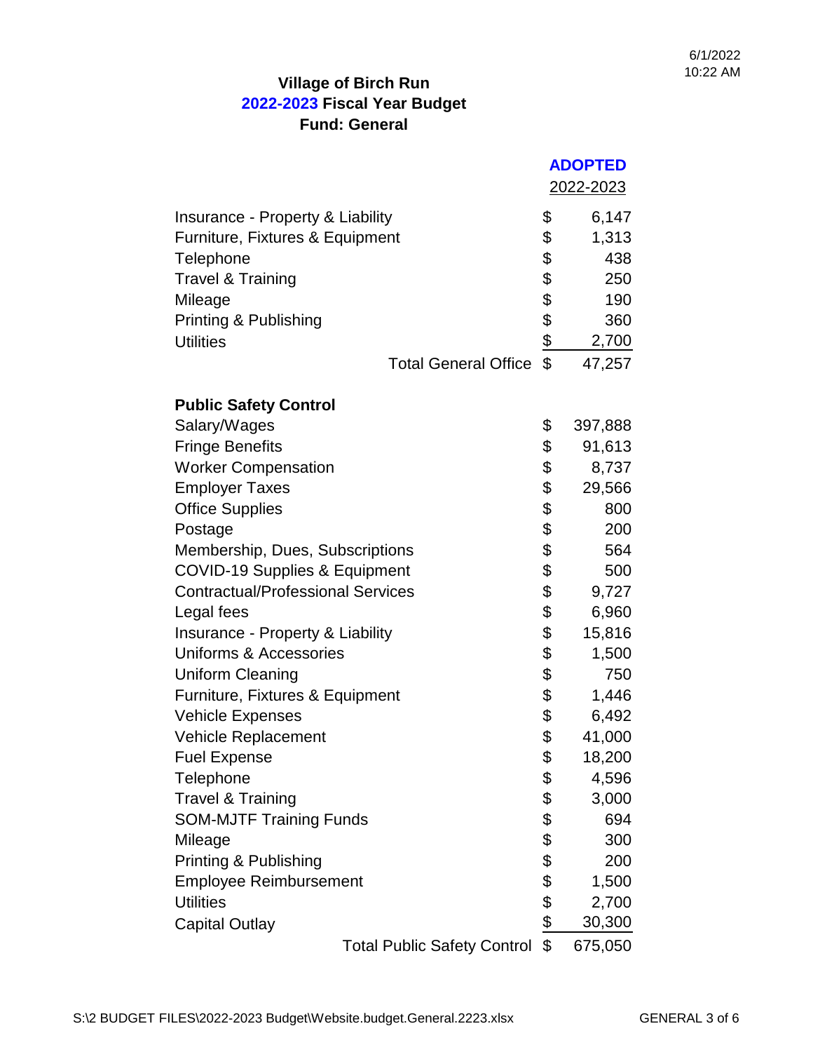**Village of Birch Run**
**2022-2023 Fiscal Year Budget**
**Fund: General**

| | ADOPTED 2022-2023 |
|---|---|
| Insurance - Property & Liability | $ 6,147 |
| Furniture, Fixtures & Equipment | $ 1,313 |
| Telephone | $ 438 |
| Travel & Training | $ 250 |
| Mileage | $ 190 |
| Printing & Publishing | $ 360 |
| Utilities | $ 2,700 |
| Total General Office | $ 47,257 |
| | |
| **Public Safety Control** | |
| Salary/Wages | $ 397,888 |
| Fringe Benefits | $ 91,613 |
| Worker Compensation | $ 8,737 |
| Employer Taxes | $ 29,566 |
| Office Supplies | $ 800 |
| Postage | $ 200 |
| Membership, Dues, Subscriptions | $ 564 |
| COVID-19 Supplies & Equipment | $ 500 |
| Contractual/Professional Services | $ 9,727 |
| Legal fees | $ 6,960 |
| Insurance - Property & Liability | $ 15,816 |
| Uniforms & Accessories | $ 1,500 |
| Uniform Cleaning | $ 750 |
| Furniture, Fixtures & Equipment | $ 1,446 |
| Vehicle Expenses | $ 6,492 |
| Vehicle Replacement | $ 41,000 |
| Fuel Expense | $ 18,200 |
| Telephone | $ 4,596 |
| Travel & Training | $ 3,000 |
| SOM-MJTF Training Funds | $ 694 |
| Mileage | $ 300 |
| Printing & Publishing | $ 200 |
| Employee Reimbursement | $ 1,500 |
| Utilities | $ 2,700 |
| Capital Outlay | $ 30,300 |
| Total Public Safety Control | $ 675,050 |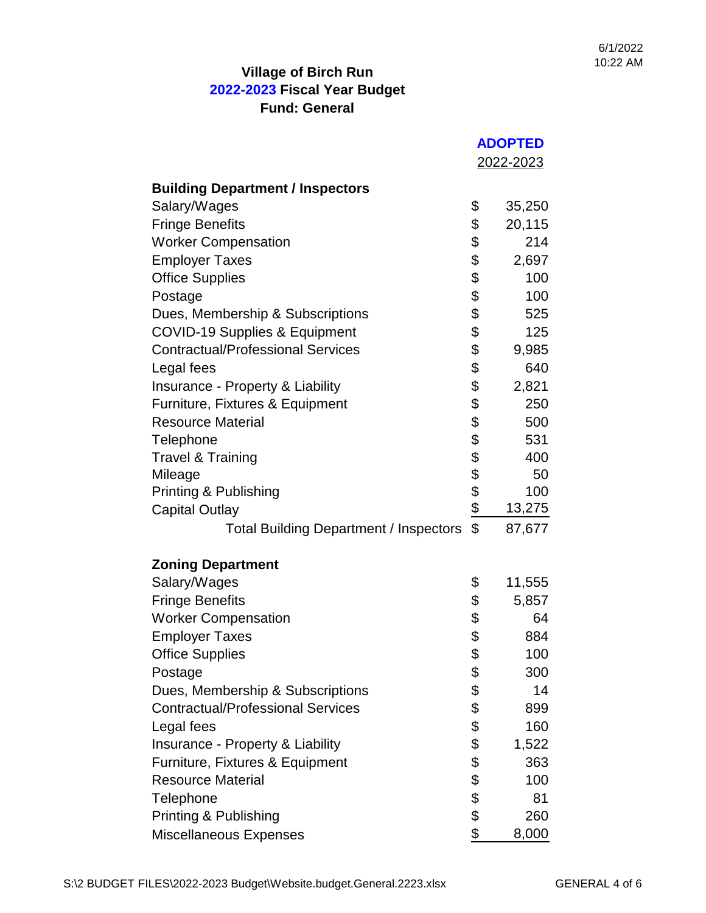6/1/2022
10:22 AM

**Village of Birch Run**
**2022-2023 Fiscal Year Budget**
**Fund: General**

| | ADOPTED 2022-2023 |
|---|---|
| **Building Department / Inspectors** | |
| Salary/Wages | $ 35,250 |
| Fringe Benefits | $ 20,115 |
| Worker Compensation | $ 214 |
| Employer Taxes | $ 2,697 |
| Office Supplies | $ 100 |
| Postage | $ 100 |
| Dues, Membership & Subscriptions | $ 525 |
| COVID-19 Supplies & Equipment | $ 125 |
| Contractual/Professional Services | $ 9,985 |
| Legal fees | $ 640 |
| Insurance - Property & Liability | $ 2,821 |
| Furniture, Fixtures & Equipment | $ 250 |
| Resource Material | $ 500 |
| Telephone | $ 531 |
| Travel & Training | $ 400 |
| Mileage | $ 50 |
| Printing & Publishing | $ 100 |
| Capital Outlay | $ 13,275 |
| Total Building Department / Inspectors | $ 87,677 |
| | |
| **Zoning Department** | |
| Salary/Wages | $ 11,555 |
| Fringe Benefits | $ 5,857 |
| Worker Compensation | $ 64 |
| Employer Taxes | $ 884 |
| Office Supplies | $ 100 |
| Postage | $ 300 |
| Dues, Membership & Subscriptions | $ 14 |
| Contractual/Professional Services | $ 899 |
| Legal fees | $ 160 |
| Insurance - Property & Liability | $ 1,522 |
| Furniture, Fixtures & Equipment | $ 363 |
| Resource Material | $ 100 |
| Telephone | $ 81 |
| Printing & Publishing | $ 260 |
| Miscellaneous Expenses | $ 8,000 |

S:\2 BUDGET FILES\2022-2023 Budget\Website.budget.General.2223.xlsx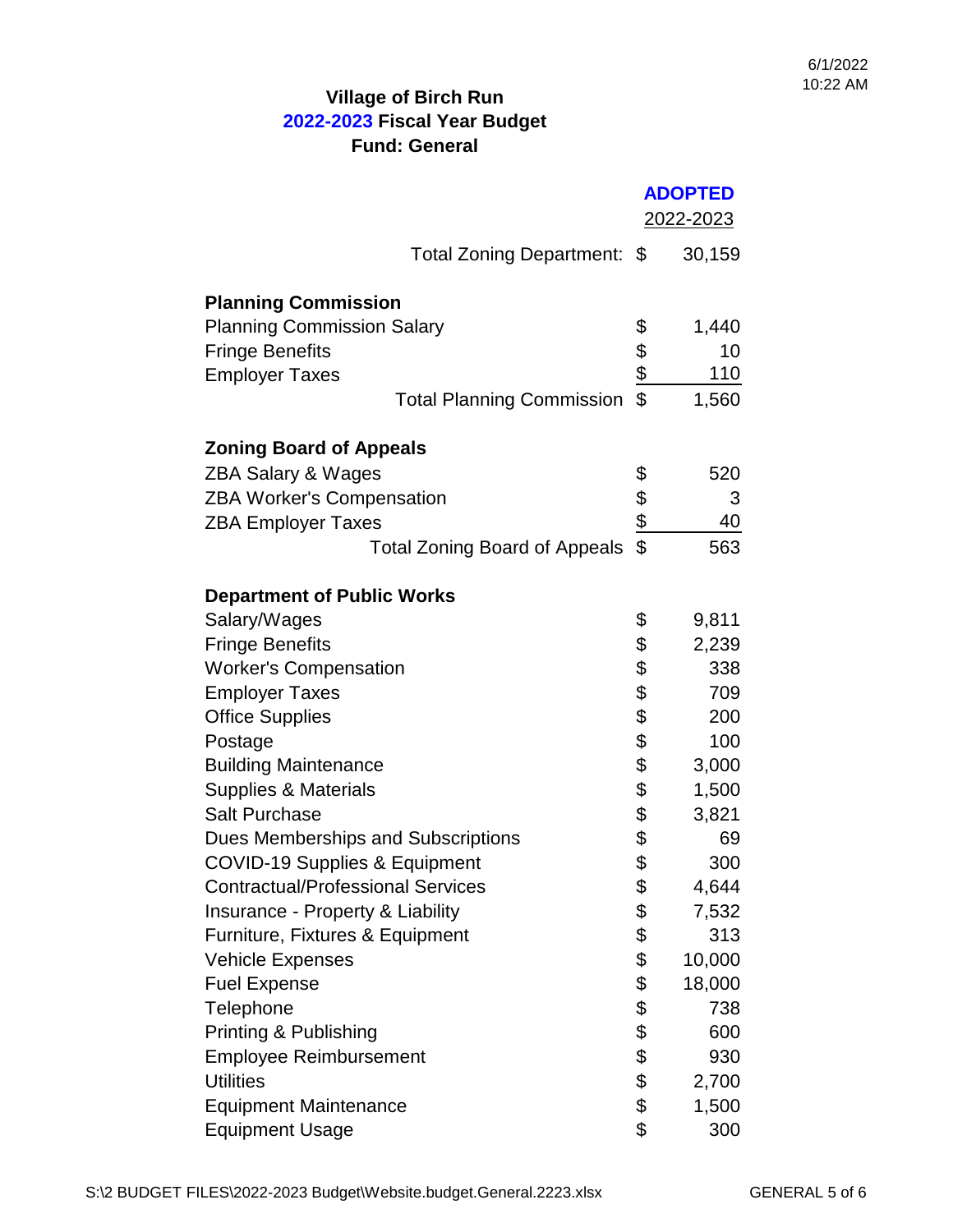**Village of Birch Run**
**2022-2023 Fiscal Year Budget**
**Fund: General**

| | | ADOPTED 2022-2023 |
|---|---|---|
| Total Zoning Department: | $ | 30,159 |
| **Planning Commission** | | |
| Planning Commission Salary | $ | 1,440 |
| Fringe Benefits | $ | 10 |
| Employer Taxes | $ | 110 |
| Total Planning Commission | $ | 1,560 |
| **Zoning Board of Appeals** | | |
| ZBA Salary & Wages | $ | 520 |
| ZBA Worker's Compensation | $ | 3 |
| ZBA Employer Taxes | $ | 40 |
| Total Zoning Board of Appeals | $ | 563 |
| **Department of Public Works** | | |
| Salary/Wages | $ | 9,811 |
| Fringe Benefits | $ | 2,239 |
| Worker's Compensation | $ | 338 |
| Employer Taxes | $ | 709 |
| Office Supplies | $ | 200 |
| Postage | $ | 100 |
| Building Maintenance | $ | 3,000 |
| Supplies & Materials | $ | 1,500 |
| Salt Purchase | $ | 3,821 |
| Dues Memberships and Subscriptions | $ | 69 |
| COVID-19 Supplies & Equipment | $ | 300 |
| Contractual/Professional Services | $ | 4,644 |
| Insurance - Property & Liability | $ | 7,532 |
| Furniture, Fixtures & Equipment | $ | 313 |
| Vehicle Expenses | $ | 10,000 |
| Fuel Expense | $ | 18,000 |
| Telephone | $ | 738 |
| Printing & Publishing | $ | 600 |
| Employee Reimbursement | $ | 930 |
| Utilities | $ | 2,700 |
| Equipment Maintenance | $ | 1,500 |
| Equipment Usage | $ | 300 |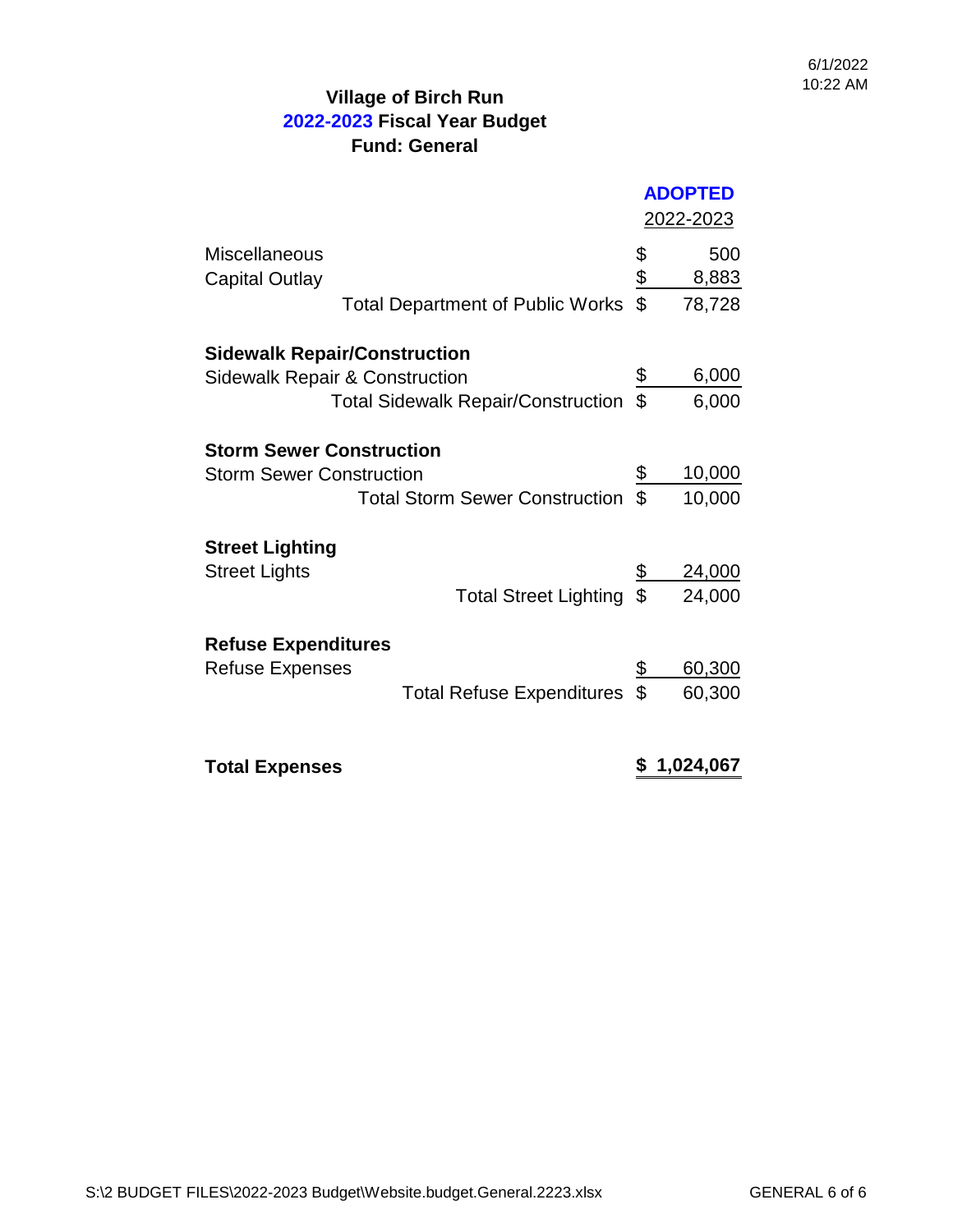**Village of Birch Run**
**2022-2023 Fiscal Year Budget**
**Fund: General**

| | ADOPTED 2022-2023 |
|---|---|
| Miscellaneous | $ 500 |
| Capital Outlay | $ 8,883 |
| Total Department of Public Works | $ 78,728 |
| **Sidewalk Repair/Construction** | |
| Sidewalk Repair & Construction | $ 6,000 |
| Total Sidewalk Repair/Construction | $ 6,000 |
| **Storm Sewer Construction** | |
| Storm Sewer Construction | $ 10,000 |
| Total Storm Sewer Construction | $ 10,000 |
| **Street Lighting** | |
| Street Lights | $ 24,000 |
| Total Street Lighting | $ 24,000 |
| **Refuse Expenditures** | |
| Refuse Expenses | $ 60,300 |
| Total Refuse Expenditures | $ 60,300 |
| **Total Expenses** | **$ 1,024,067** |